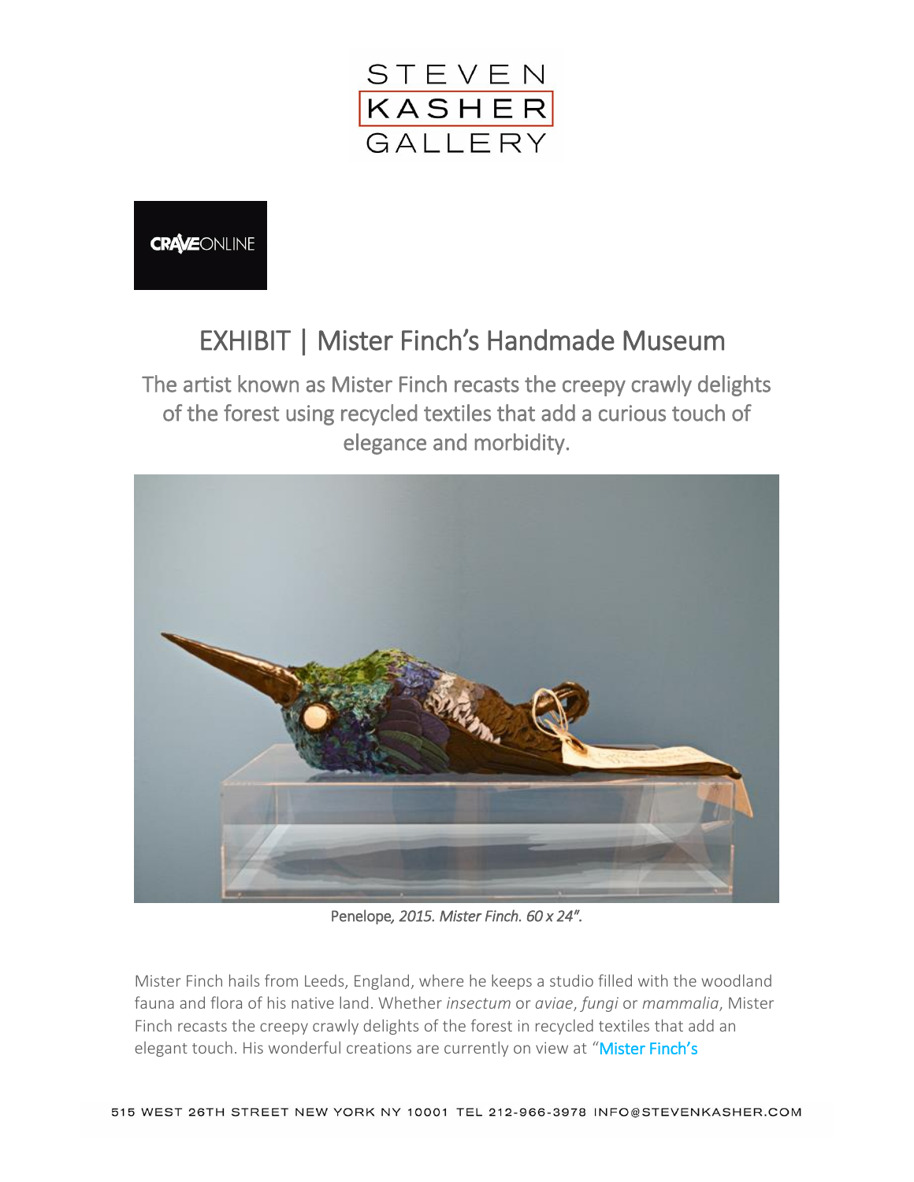CRAVEONLINE

# EXHIBIT | Mister Finch's Handmade Museum

## The artist known as Mister Finch recasts the creepy crawly delights of the forest using recycled textiles that add a curious touch of elegance and morbidity.

Penelope*, 2015. Mister Finch. 60 x 24".*

Mister Finch hails from Leeds, England, where he keeps a studio filled with the woodland fauna and flora of his native land. Whether *insectum* or *aviae*, *fungi* or *mammalia*, Mister Finch recasts the creepy crawly delights of the forest in recycled textiles that add an elegant touch. His wonderful creations are currently on view at "Mister Finch's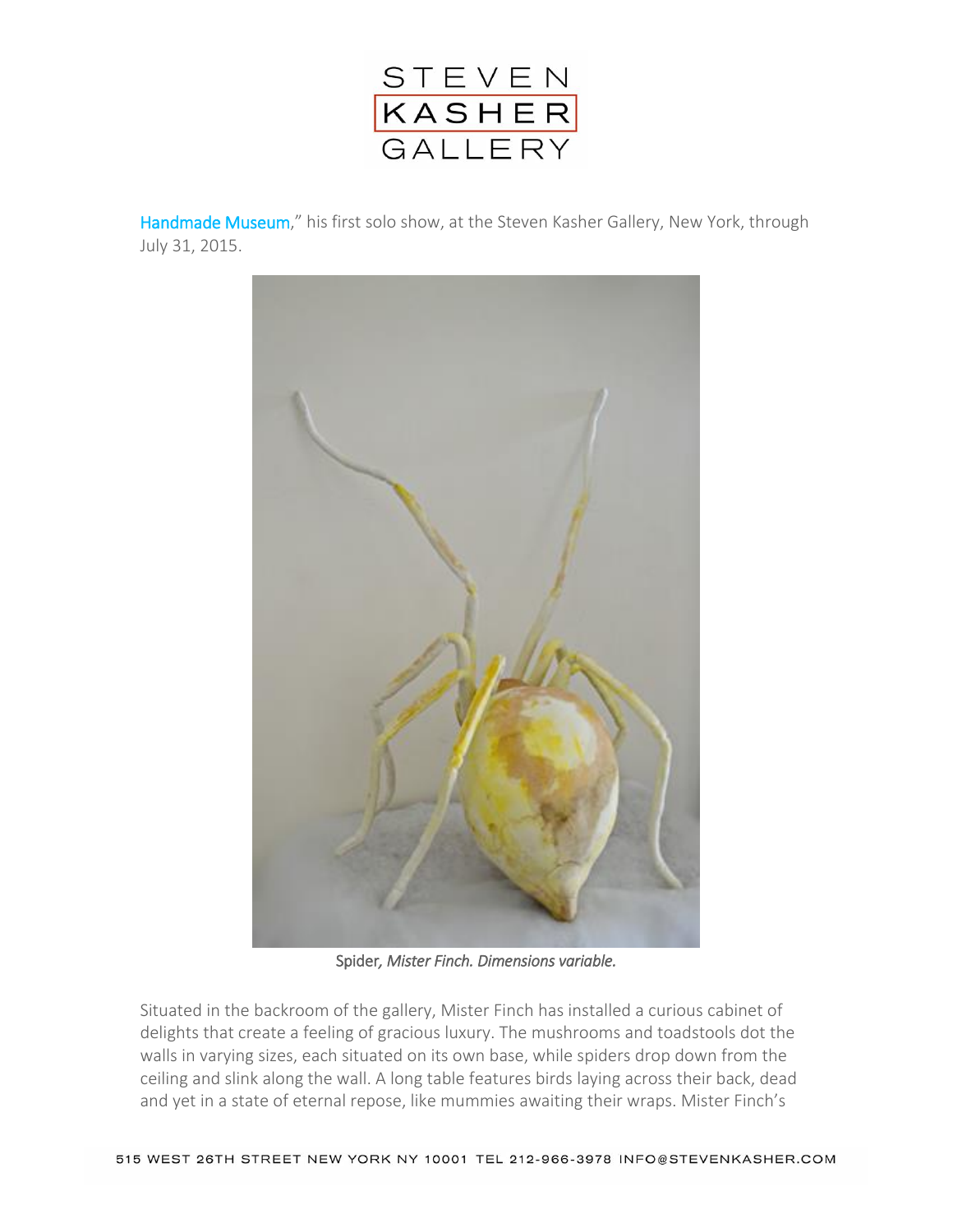Handmade Museum," his first solo show, at the Steven Kasher Gallery, New York, through July 31, 2015.

Spider, *Mister Finch. Dimensions variable.*

Situated in the backroom of the gallery, Mister Finch has installed a curious cabinet of delights that create a feeling of gracious luxury. The mushrooms and toadstools dot the walls in varying sizes, each situated on its own base, while spiders drop down from the ceiling and slink along the wall. A long table features birds laying across their back, dead and yet in a state of eternal repose, like mummies awaiting their wraps. Mister Finch's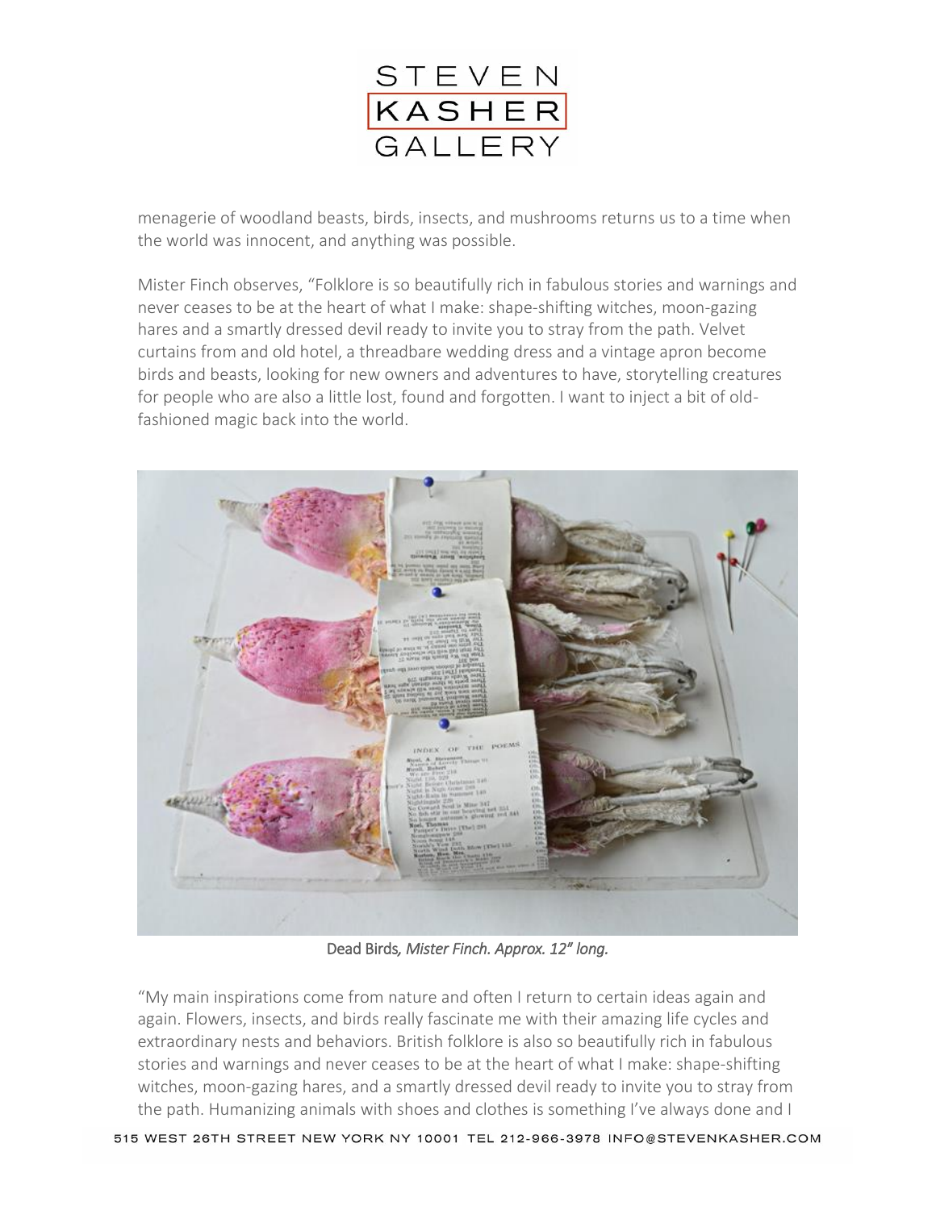menagerie of woodland beasts, birds, insects, and mushrooms returns us to a time when the world was innocent, and anything was possible.

Mister Finch observes, "Folklore is so beautifully rich in fabulous stories and warnings and never ceases to be at the heart of what I make: shape-shifting witches, moon-gazing hares and a smartly dressed devil ready to invite you to stray from the path. Velvet curtains from and old hotel, a threadbare wedding dress and a vintage apron become birds and beasts, looking for new owners and adventures to have, storytelling creatures for people who are also a little lost, found and forgotten. I want to inject a bit of old-fashioned magic back into the world.

Dead Birds*, Mister Finch. Approx. 12" long.*

"My main inspirations come from nature and often I return to certain ideas again and again. Flowers, insects, and birds really fascinate me with their amazing life cycles and extraordinary nests and behaviors. British folklore is also so beautifully rich in fabulous stories and warnings and never ceases to be at the heart of what I make: shape-shifting witches, moon-gazing hares, and a smartly dressed devil ready to invite you to stray from the path. Humanizing animals with shoes and clothes is something I've always done and I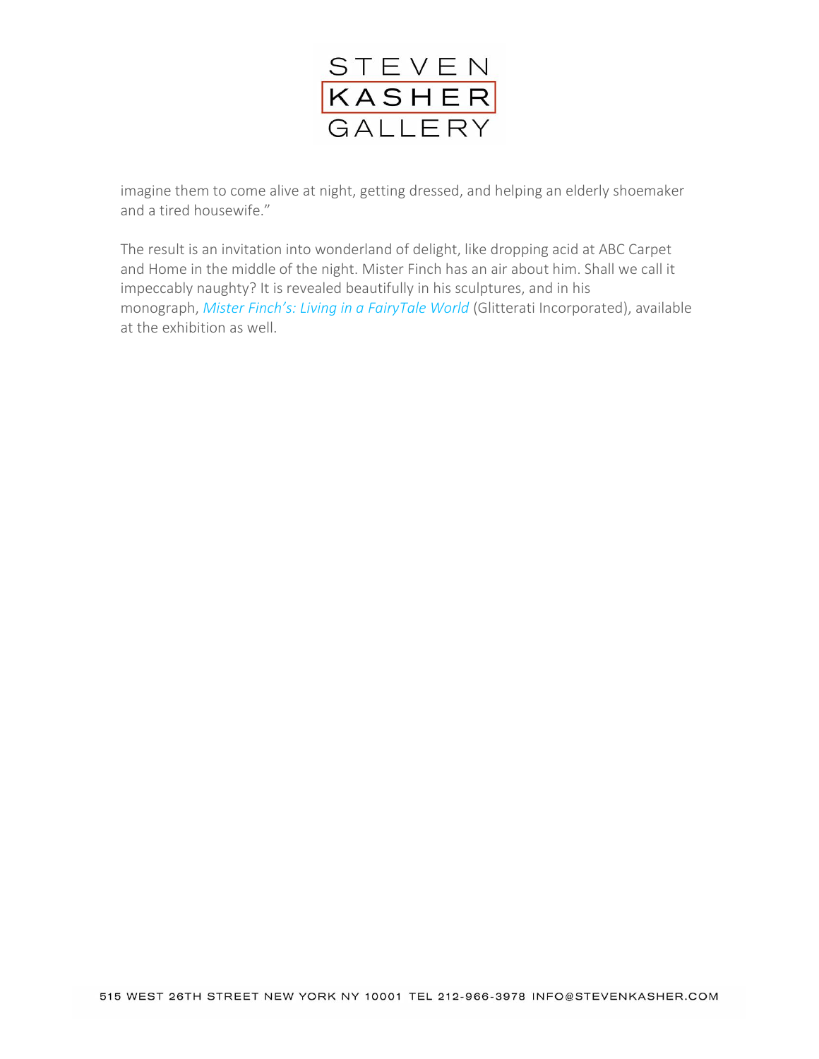imagine them to come alive at night, getting dressed, and helping an elderly shoemaker and a tired housewife."

The result is an invitation into wonderland of delight, like dropping acid at ABC Carpet and Home in the middle of the night. Mister Finch has an air about him. Shall we call it impeccably naughty? It is revealed beautifully in his sculptures, and in his monograph, *Mister Finch's: Living in a FairyTale World* (Glitterati Incorporated), available at the exhibition as well.